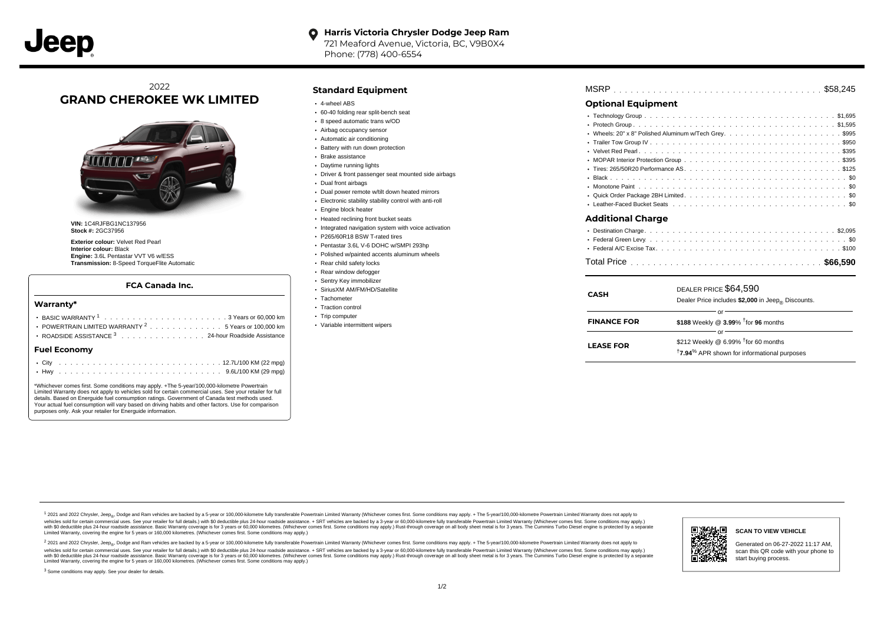**Jeep**

**Harris Victoria Chrysler Dodge Jeep Ram**
721 Meaford Avenue, Victoria, BC, V9B0X4
Phone: (778) 400-6554

2022
# GRAND CHEROKEE WK LIMITED

**VIN:** 1C4RJFBG1NC137956
**Stock #:** 2GC37956

**Exterior colour:** Velvet Red Pearl
**Interior colour:** Black
**Engine:** 3.6L Pentastar VVT V6 w/ESS
**Transmission:** 8-Speed TorqueFlite Automatic

### FCA Canada Inc.

#### Warranty*

- BASIC WARRANTY [1] . . . . . 3 Years or 60,000 km
- POWERTRAIN LIMITED WARRANTY [2] . . . . . 5 Years or 100,000 km
- ROADSIDE ASSISTANCE [3] . . . . . 24-hour Roadside Assistance

#### Fuel Economy

- City . . . . . 12.7L/100 KM (22 mpg)
- Hwy . . . . . 9.6L/100 KM (29 mpg)

*Whichever comes first. Some conditions may apply. +The 5-year/100,000-kilometre Powertrain Limited Warranty does not apply to vehicles sold for certain commercial uses. See your retailer for full details. Based on Energuide fuel consumption ratings. Government of Canada test methods used. Your actual fuel consumption will vary based on driving habits and other factors. Use for comparison purposes only. Ask your retailer for Energuide information.

## Standard Equipment

- 4-wheel ABS
- 60-40 folding rear split-bench seat
- 8 speed automatic trans w/OD
- Airbag occupancy sensor
- Automatic air conditioning
- Battery with run down protection
- Brake assistance
- Daytime running lights
- Driver & front passenger seat mounted side airbags
- Dual front airbags
- Dual power remote w/tilt down heated mirrors
- Electronic stability stability control with anti-roll
- Engine block heater
- Heated reclining front bucket seats
- Integrated navigation system with voice activation
- P265/60R18 BSW T-rated tires
- Pentastar 3.6L V-6 DOHC w/SMPI 293hp
- Polished w/painted accents aluminum wheels
- Rear child safety locks
- Rear window defogger
- Sentry Key immobilizer
- SiriusXM AM/FM/HD/Satellite
- Tachometer
- Traction control
- Trip computer
- Variable intermittent wipers

MSRP . . . . . $58,245

## Optional Equipment

- Technology Group . . . . . $1,695
- Protech Group . . . . . $1,595
- Wheels: 20" x 8" Polished Aluminum w/Tech Grey . . . . . $995
- Trailer Tow Group IV . . . . . $950
- Velvet Red Pearl . . . . . $395
- MOPAR Interior Protection Group . . . . . $395
- Tires: 265/50R20 Performance AS . . . . . $125
- Black . . . . . $0
- Monotone Paint . . . . . $0
- Quick Order Package 2BH Limited . . . . . $0
- Leather-Faced Bucket Seats . . . . . $0

## Additional Charge

- Destination Charge . . . . . $2,095
- Federal Green Levy . . . . . $0
- Federal A/C Excise Tax . . . . . $100

Total Price . . . . . **$66,590**

| | |
|---|---|
| **CASH** | DEALER PRICE $64,590<br>Dealer Price includes **$2,000** in Jeep® Discounts. |
| | or |
| **FINANCE FOR** | **$188** Weekly @ **3.99**% †for **96** months |
| | or |
| **LEASE FOR** | $212 Weekly @ 6.99% †for 60 months<br>†**7.94**% APR shown for informational purposes |

[1] 2021 and 2022 Chrysler, Jeep®, Dodge and Ram vehicles are backed by a 5-year or 100,000-kilometre fully transferable Powertrain Limited Warranty (Whichever comes first. Some conditions may apply. + The 5-year/100,000-kilometre Powertrain Limited Warranty does not apply to vehicles sold for certain commercial uses. See your retailer for full details.) with $0 deductible plus 24-hour roadside assistance. + SRT vehicles are backed by a 3-year or 60,000-kilometre fully transferable Powertrain Limited Warranty (Whichever comes first. Some conditions may apply.) with $0 deductible plus 24-hour roadside assistance. Basic Warranty coverage is for 3 years or 60,000 kilometres. (Whichever comes first. Some conditions may apply.) Rust-through coverage on all body sheet metal is for 3 years. The Cummins Turbo Diesel engine is protected by a separate Limited Warranty, covering the engine for 5 years or 160,000 kilometres. (Whichever comes first. Some conditions may apply.)

[2] 2021 and 2022 Chrysler, Jeep®, Dodge and Ram vehicles are backed by a 5-year or 100,000-kilometre fully transferable Powertrain Limited Warranty (Whichever comes first. Some conditions may apply. + The 5-year/100,000-kilometre Powertrain Limited Warranty does not apply to vehicles sold for certain commercial uses. See your retailer for full details.) with $0 deductible plus 24-hour roadside assistance. + SRT vehicles are backed by a 3-year or 60,000-kilometre fully transferable Powertrain Limited Warranty (Whichever comes first. Some conditions may apply.) with $0 deductible plus 24-hour roadside assistance. Basic Warranty coverage is for 3 years or 60,000 kilometres. (Whichever comes first. Some conditions may apply.) Rust-through coverage on all body sheet metal is for 3 years. The Cummins Turbo Diesel engine is protected by a separate Limited Warranty, covering the engine for 5 years or 160,000 kilometres. (Whichever comes first. Some conditions may apply.)

[3] Some conditions may apply. See your dealer for details.

**SCAN TO VIEW VEHICLE**

Generated on 06-27-2022 11:17 AM, scan this QR code with your phone to start buying process.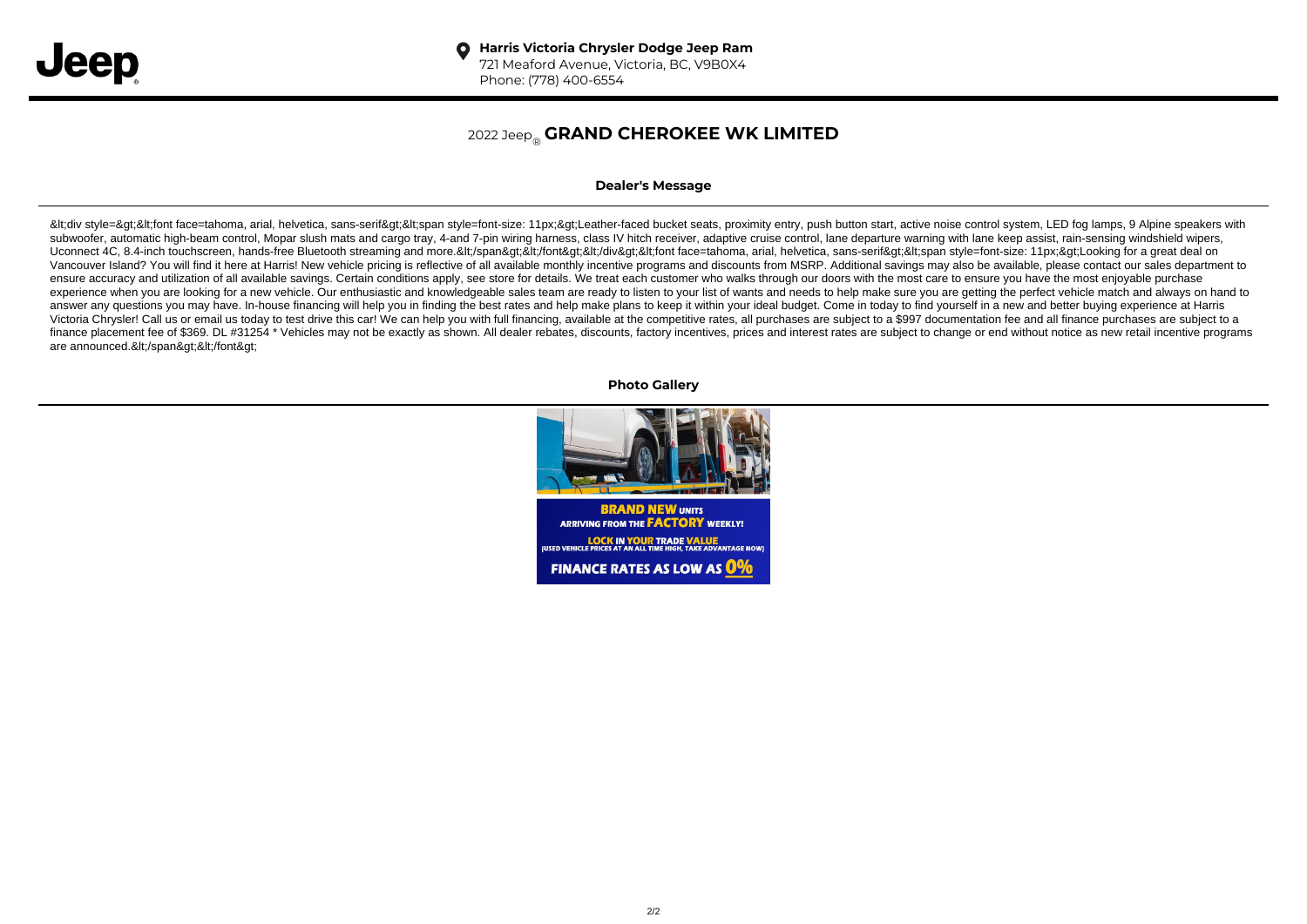**Harris Victoria Chrysler Dodge Jeep Ram**
721 Meaford Avenue, Victoria, BC, V9B0X4
Phone: (778) 400-6554

# 2022 Jeep® GRAND CHEROKEE WK LIMITED

## Dealer's Message

&lt;div style=&gt;&lt;font face=tahoma, arial, helvetica, sans-serif&gt;&lt;span style=font-size: 11px;&gt;Leather-faced bucket seats, proximity entry, push button start, active noise control system, LED fog lamps, 9 Alpine speakers with subwoofer, automatic high-beam control, Mopar slush mats and cargo tray, 4-and 7-pin wiring harness, class IV hitch receiver, adaptive cruise control, lane departure warning with lane keep assist, rain-sensing windshield wipers, Uconnect 4C, 8.4-inch touchscreen, hands-free Bluetooth streaming and more.&lt;/span&gt;&lt;/font&gt;&lt;/div&gt;&lt;font face=tahoma, arial, helvetica, sans-serif&gt;&lt;span style=font-size: 11px;&gt;Looking for a great deal on Vancouver Island? You will find it here at Harris! New vehicle pricing is reflective of all available monthly incentive programs and discounts from MSRP. Additional savings may also be available, please contact our sales department to ensure accuracy and utilization of all available savings. Certain conditions apply, see store for details. We treat each customer who walks through our doors with the most care to ensure you have the most enjoyable purchase experience when you are looking for a new vehicle. Our enthusiastic and knowledgeable sales team are ready to listen to your list of wants and needs to help make sure you are getting the perfect vehicle match and always on hand to answer any questions you may have. In-house financing will help you in finding the best rates and help make plans to keep it within your ideal budget. Come in today to find yourself in a new and better buying experience at Harris Victoria Chrysler! Call us or email us today to test drive this car! We can help you with full financing, available at the competitive rates, all purchases are subject to a $997 documentation fee and all finance purchases are subject to a finance placement fee of $369. DL #31254 * Vehicles may not be exactly as shown. All dealer rebates, discounts, factory incentives, prices and interest rates are subject to change or end without notice as new retail incentive programs are announced.&lt;/span&gt;&lt;/font&gt;

## Photo Gallery

BRAND NEW UNITS ARRIVING FROM THE FACTORY WEEKLY!
LOCK IN YOUR TRADE VALUE
(USED VEHICLE PRICES AT AN ALL TIME HIGH, TAKE ADVANTAGE NOW)
FINANCE RATES AS LOW AS 0%